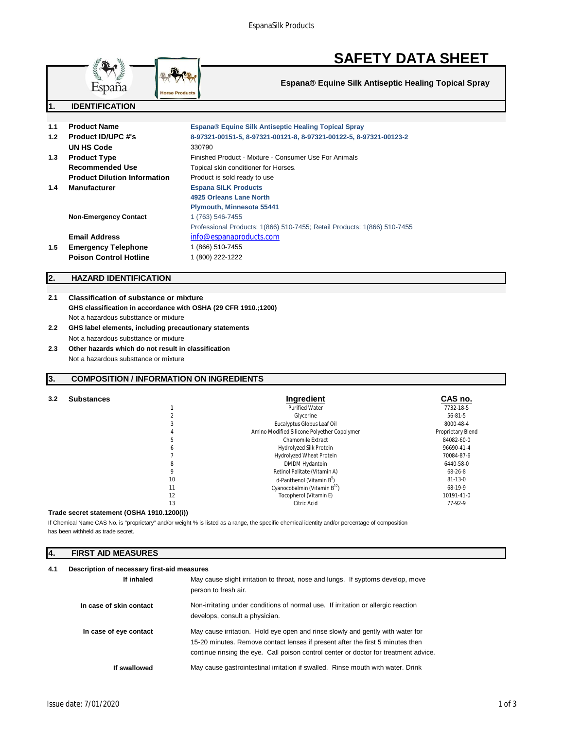# SAFETY DATA SHEET

**Espana® Equine Silk Antiseptic Healing Topical Spray**

## 1. IDENTIFICATION

| | | |
|---|---|---|
| 1.1 | **Product Name** | **Espana® Equine Silk Antiseptic Healing Topical Spray** |
| 1.2 | **Product ID/UPC #'s** | **8-97321-00151-5, 8-97321-00121-8, 8-97321-00122-5, 8-97321-00123-2** |
| | **UN HS Code** | 330790 |
| 1.3 | **Product Type** | Finished Product - Mixture - Consumer Use For Animals |
| | **Recommended Use** | Topical skin conditioner for Horses. |
| | **Product Dilution Information** | Product is sold ready to use |
| 1.4 | **Manufacturer** | **Espana SILK Products**<br>**4925 Orleans Lane North**<br>**Plymouth, Minnesota 55441** |
| | **Non-Emergency Contact** | 1 (763) 546-7455<br>Professional Products: 1(866) 510-7455; Retail Products: 1(866) 510-7455 |
| | **Email Address** | info@espanaproducts.com |
| 1.5 | **Emergency Telephone** | 1 (866) 510-7455 |
| | **Poison Control Hotline** | 1 (800) 222-1222 |

## 2. HAZARD IDENTIFICATION

**2.1 Classification of substance or mixture**

**GHS classification in accordance with OSHA (29 CFR 1910.;1200)**

Not a hazardous substtance or mixture

**2.2 GHS label elements, including precautionary statements**

Not a hazardous substtance or mixture

**2.3 Other hazards which do not result in classification**

Not a hazardous substtance or mixture

## 3. COMPOSITION / INFORMATION ON INGREDIENTS

**3.2 Substances**

| | Ingredient | CAS no. |
|---|---|---|
| 1 | Purified Water | 7732-18-5 |
| 2 | Glycerine | 56-81-5 |
| 3 | Eucalyptus Globus Leaf Oil | 8000-48-4 |
| 4 | Amino Modified Silicone Polyether Copolymer | Proprietary Blend |
| 5 | Chamomile Extract | 84082-60-0 |
| 6 | Hydrolyzed Silk Protein | 96690-41-4 |
| 7 | Hydrolyzed Wheat Protein | 70084-87-6 |
| 8 | DMDM Hydantoin | 6440-58-0 |
| 9 | Retinol Palitate (Vitamin A) | 68-26-8 |
| 10 | d-Panthenol (Vitamin $B^5$) | 81-13-0 |
| 11 | Cyanocobalmin (Vitamin $B^{12}$) | 68-19-9 |
| 12 | Tocopherol (Vitamin E) | 10191-41-0 |
| 13 | Citric Acid | 77-92-9 |

**Trade secret statement (OSHA 1910.1200(i))**

If Chemical Name CAS No. is "proprietary" and/or weight % is listed as a range, the specific chemical identity and/or percentage of composition has been withheld as trade secret.

## 4. FIRST AID MEASURES

**4.1 Description of necessary first-aid measures**

| | |
|---|---|
| **If inhaled** | May cause slight irritation to throat, nose and lungs. If syptoms develop, move person to fresh air. |
| **In case of skin contact** | Non-irritating under conditions of normal use. If irritation or allergic reaction develops, consult a physician. |
| **In case of eye contact** | May cause irritation. Hold eye open and rinse slowly and gently with water for 15-20 minutes. Remove contact lenses if present after the first 5 minutes then continue rinsing the eye. Call poison control center or doctor for treatment advice. |
| **If swallowed** | May cause gastrointestinal irritation if swalled. Rinse mouth with water. Drink |

Issue date: 7/01/2020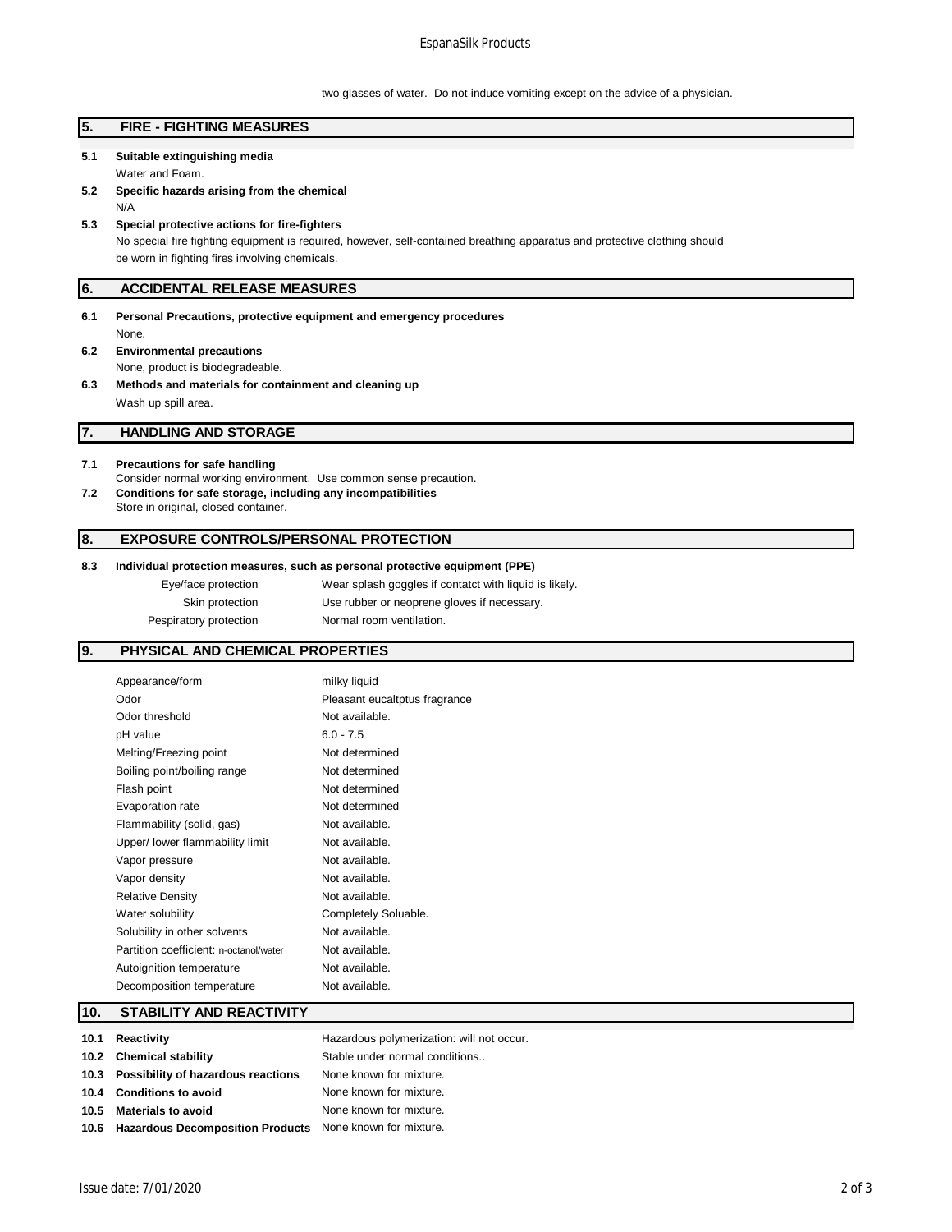two glasses of water. Do not induce vomiting except on the advice of a physician.

## 5. FIRE - FIGHTING MEASURES

**5.1 Suitable extinguishing media**

Water and Foam.

**5.2 Specific hazards arising from the chemical**

N/A

**5.3 Special protective actions for fire-fighters**

No special fire fighting equipment is required, however, self-contained breathing apparatus and protective clothing should be worn in fighting fires involving chemicals.

## 6. ACCIDENTAL RELEASE MEASURES

**6.1 Personal Precautions, protective equipment and emergency procedures**

None.

**6.2 Environmental precautions**

None, product is biodegradeable.

**6.3 Methods and materials for containment and cleaning up**

Wash up spill area.

## 7. HANDLING AND STORAGE

**7.1 Precautions for safe handling**

Consider normal working environment. Use common sense precaution.

**7.2 Conditions for safe storage, including any incompatibilities**

Store in original, closed container.

## 8. EXPOSURE CONTROLS/PERSONAL PROTECTION

**8.3 Individual protection measures, such as personal protective equipment (PPE)**

| | |
|---|---|
| Eye/face protection | Wear splash goggles if contatct with liquid is likely. |
| Skin protection | Use rubber or neoprene gloves if necessary. |
| Pespiratory protection | Normal room ventilation. |

## 9. PHYSICAL AND CHEMICAL PROPERTIES

| | |
|---|---|
| Appearance/form | milky liquid |
| Odor | Pleasant eucaltptus fragrance |
| Odor threshold | Not available. |
| pH value | 6.0 - 7.5 |
| Melting/Freezing point | Not determined |
| Boiling point/boiling range | Not determined |
| Flash point | Not determined |
| Evaporation rate | Not determined |
| Flammability (solid, gas) | Not available. |
| Upper/ lower flammability limit | Not available. |
| Vapor pressure | Not available. |
| Vapor density | Not available. |
| Relative Density | Not available. |
| Water solubility | Completely Soluable. |
| Solubility in other solvents | Not available. |
| Partition coefficient: n-octanol/water | Not available. |
| Autoignition temperature | Not available. |
| Decomposition temperature | Not available. |

## 10. STABILITY AND REACTIVITY

| | |
|---|---|
| **10.1 Reactivity** | Hazardous polymerization: will not occur. |
| **10.2 Chemical stability** | Stable under normal conditions.. |
| **10.3 Possibility of hazardous reactions** | None known for mixture. |
| **10.4 Conditions to avoid** | None known for mixture. |
| **10.5 Materials to avoid** | None known for mixture. |
| **10.6 Hazardous Decomposition Products** | None known for mixture. |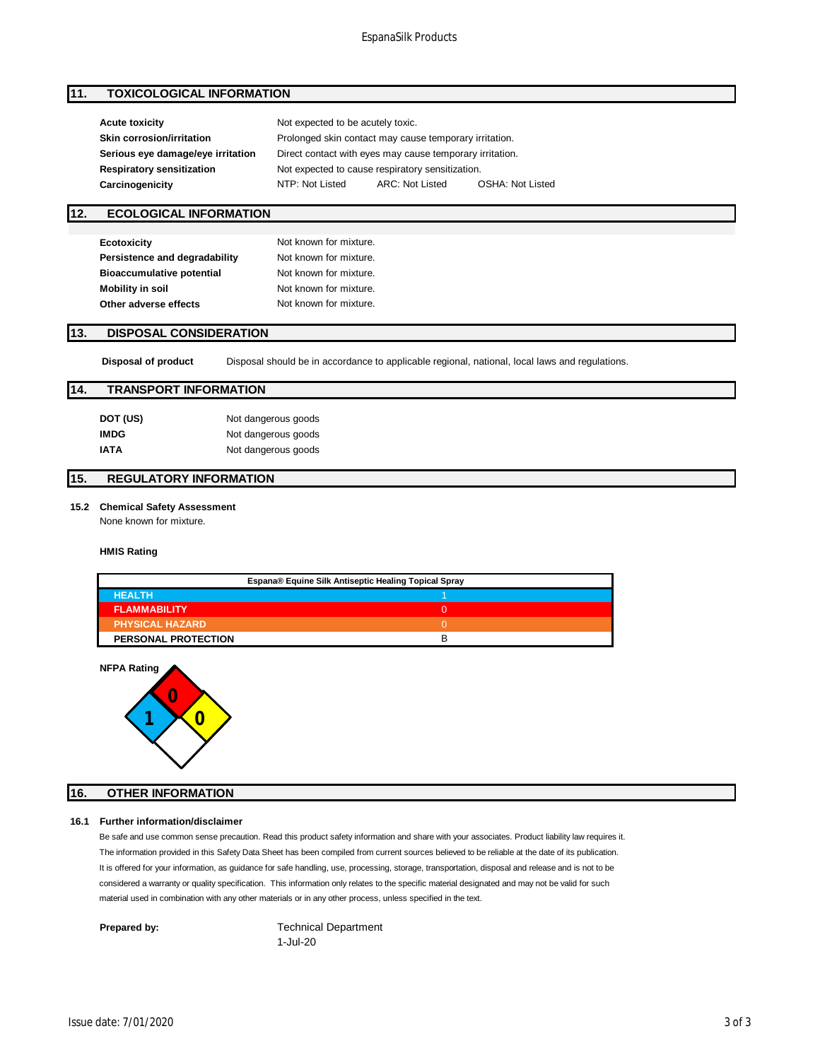## 11. TOXICOLOGICAL INFORMATION

| | |
|---|---|
| **Acute toxicity** | Not expected to be acutely toxic. |
| **Skin corrosion/irritation** | Prolonged skin contact may cause temporary irritation. |
| **Serious eye damage/eye irritation** | Direct contact with eyes may cause temporary irritation. |
| **Respiratory sensitization** | Not expected to cause respiratory sensitization. |
| **Carcinogenicity** | NTP: Not Listed ARC: Not Listed OSHA: Not Listed |

## 12. ECOLOGICAL INFORMATION

| | |
|---|---|
| **Ecotoxicity** | Not known for mixture. |
| **Persistence and degradability** | Not known for mixture. |
| **Bioaccumulative potential** | Not known for mixture. |
| **Mobility in soil** | Not known for mixture. |
| **Other adverse effects** | Not known for mixture. |

## 13. DISPOSAL CONSIDERATION

**Disposal of product** Disposal should be in accordance to applicable regional, national, local laws and regulations.

## 14. TRANSPORT INFORMATION

| | |
|---|---|
| **DOT (US)** | Not dangerous goods |
| **IMDG** | Not dangerous goods |
| **IATA** | Not dangerous goods |

## 15. REGULATORY INFORMATION

**15.2 Chemical Safety Assessment**

None known for mixture.

**HMIS Rating**

| Espana® Equine Silk Antiseptic Healing Topical Spray | |
|---|---|
| HEALTH | 1 |
| FLAMMABILITY | 0 |
| PHYSICAL HAZARD | 0 |
| PERSONAL PROTECTION | B |

**NFPA Rating**

0

1

0

## 16. OTHER INFORMATION

**16.1 Further information/disclaimer**

Be safe and use common sense precaution. Read this product safety information and share with your associates. Product liability law requires it. The information provided in this Safety Data Sheet has been compiled from current sources believed to be reliable at the date of its publication. It is offered for your information, as guidance for safe handling, use, processing, storage, transportation, disposal and release and is not to be considered a warranty or quality specification. This information only relates to the specific material designated and may not be valid for such material used in combination with any other materials or in any other process, unless specified in the text.

**Prepared by:** Technical Department

1-Jul-20

Issue date: 7/01/2020